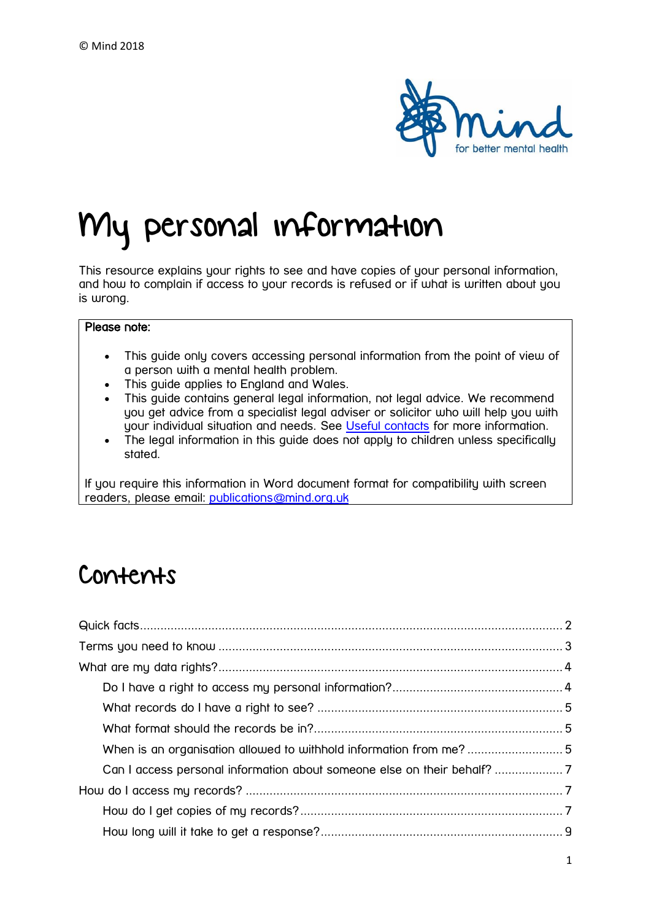© Mind 2018

# My personal information

This resource explains your rights to see and have copies of your personal information, and how to complain if access to your records is refused or if what is written about you is wrong.

**Please note:**

- This guide only covers accessing personal information from the point of view of a person with a mental health problem.
- This guide applies to England and Wales.
- This guide contains general legal information, not legal advice. We recommend you get advice from a specialist legal adviser or solicitor who will help you with your individual situation and needs. See [Useful contacts] for more information.
- The legal information in this guide does not apply to children unless specifically stated.

If you require this information in Word document format for compatibility with screen readers, please email: publications@mind.org.uk

## Contents

- Quick facts ..... 2
- Terms you need to know ..... 3
- What are my data rights? ..... 4
  - Do I have a right to access my personal information? ..... 4
  - What records do I have a right to see? ..... 5
  - What format should the records be in? ..... 5
  - When is an organisation allowed to withhold information from me? ..... 5
  - Can I access personal information about someone else on their behalf? ..... 7
- How do I access my records? ..... 7
  - How do I get copies of my records? ..... 7
  - How long will it take to get a response? ..... 9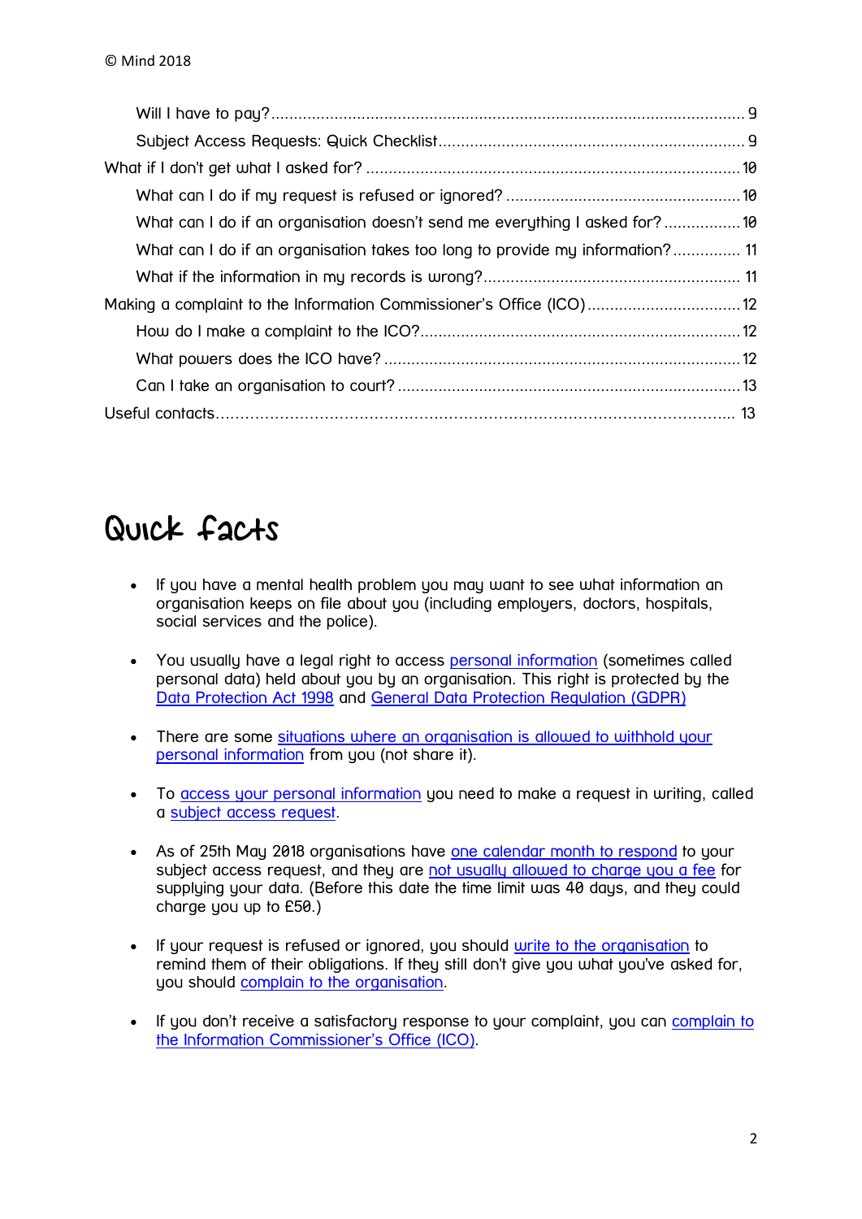- Will I have to pay? ........ 9
- Subject Access Requests: Quick Checklist ........ 9

What if I don't get what I asked for? ........ 10

- What can I do if my request is refused or ignored? ........ 10
- What can I do if an organisation doesn't send me everything I asked for? ........ 10
- What can I do if an organisation takes too long to provide my information? ........ 11
- What if the information in my records is wrong? ........ 11

Making a complaint to the Information Commissioner's Office (ICO) ........ 12

- How do I make a complaint to the ICO? ........ 12
- What powers does the ICO have? ........ 12
- Can I take an organisation to court? ........ 13

Useful contacts ........ 13

# Quick facts

- If you have a mental health problem you may want to see what information an organisation keeps on file about you (including employers, doctors, hospitals, social services and the police).
- You usually have a legal right to access personal information (sometimes called personal data) held about you by an organisation. This right is protected by the Data Protection Act 1998 and General Data Protection Regulation (GDPR)
- There are some situations where an organisation is allowed to withhold your personal information from you (not share it).
- To access your personal information you need to make a request in writing, called a subject access request.
- As of 25th May 2018 organisations have one calendar month to respond to your subject access request, and they are not usually allowed to charge you a fee for supplying your data. (Before this date the time limit was 40 days, and they could charge you up to £50.)
- If your request is refused or ignored, you should write to the organisation to remind them of their obligations. If they still don't give you what you've asked for, you should complain to the organisation.
- If you don't receive a satisfactory response to your complaint, you can complain to the Information Commissioner's Office (ICO).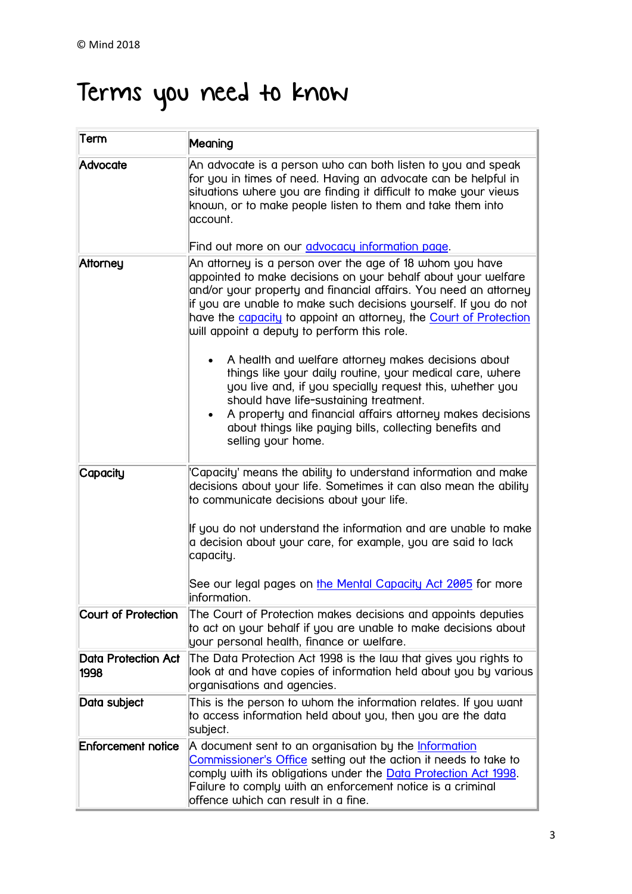© Mind 2018

# Terms you need to know

| Term | Meaning |
|---|---|
| **Advocate** | An advocate is a person who can both listen to you and speak for you in times of need. Having an advocate can be helpful in situations where you are finding it difficult to make your views known, or to make people listen to them and take them into account.<br><br>Find out more on our advocacy information page. |
| **Attorney** | An attorney is a person over the age of 18 whom you have appointed to make decisions on your behalf about your welfare and/or your property and financial affairs. You need an attorney if you are unable to make such decisions yourself. If you do not have the capacity to appoint an attorney, the Court of Protection will appoint a deputy to perform this role.<br><br>• A health and welfare attorney makes decisions about things like your daily routine, your medical care, where you live and, if you specially request this, whether you should have life-sustaining treatment.<br>• A property and financial affairs attorney makes decisions about things like paying bills, collecting benefits and selling your home. |
| **Capacity** | 'Capacity' means the ability to understand information and make decisions about your life. Sometimes it can also mean the ability to communicate decisions about your life.<br><br>If you do not understand the information and are unable to make a decision about your care, for example, you are said to lack capacity.<br><br>See our legal pages on the Mental Capacity Act 2005 for more information. |
| **Court of Protection** | The Court of Protection makes decisions and appoints deputies to act on your behalf if you are unable to make decisions about your personal health, finance or welfare. |
| **Data Protection Act 1998** | The Data Protection Act 1998 is the law that gives you rights to look at and have copies of information held about you by various organisations and agencies. |
| **Data subject** | This is the person to whom the information relates. If you want to access information held about you, then you are the data subject. |
| **Enforcement notice** | A document sent to an organisation by the Information Commissioner's Office setting out the action it needs to take to comply with its obligations under the Data Protection Act 1998. Failure to comply with an enforcement notice is a criminal offence which can result in a fine. |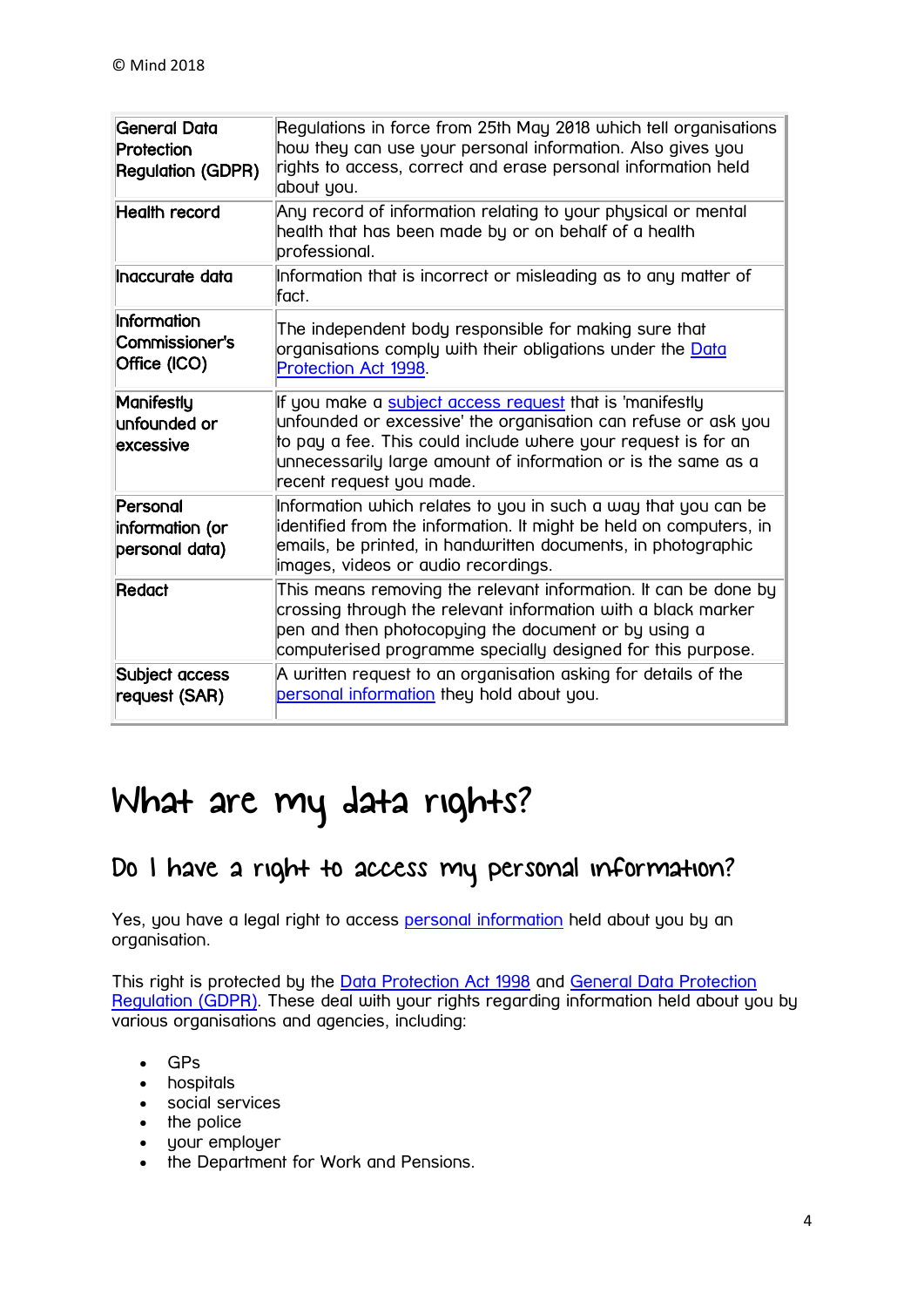© Mind 2018

| General Data Protection Regulation (GDPR) | Regulations in force from 25th May 2018 which tell organisations how they can use your personal information. Also gives you rights to access, correct and erase personal information held about you. |
|---|---|
| Health record | Any record of information relating to your physical or mental health that has been made by or on behalf of a health professional. |
| Inaccurate data | Information that is incorrect or misleading as to any matter of fact. |
| Information Commissioner's Office (ICO) | The independent body responsible for making sure that organisations comply with their obligations under the Data Protection Act 1998. |
| Manifestly unfounded or excessive | If you make a subject access request that is 'manifestly unfounded or excessive' the organisation can refuse or ask you to pay a fee. This could include where your request is for an unnecessarily large amount of information or is the same as a recent request you made. |
| Personal information (or personal data) | Information which relates to you in such a way that you can be identified from the information. It might be held on computers, in emails, be printed, in handwritten documents, in photographic images, videos or audio recordings. |
| Redact | This means removing the relevant information. It can be done by crossing through the relevant information with a black marker pen and then photocopying the document or by using a computerised programme specially designed for this purpose. |
| Subject access request (SAR) | A written request to an organisation asking for details of the personal information they hold about you. |

# What are my data rights?

## Do I have a right to access my personal information?

Yes, you have a legal right to access personal information held about you by an organisation.

This right is protected by the Data Protection Act 1998 and General Data Protection Regulation (GDPR). These deal with your rights regarding information held about you by various organisations and agencies, including:

- GPs
- hospitals
- social services
- the police
- your employer
- the Department for Work and Pensions.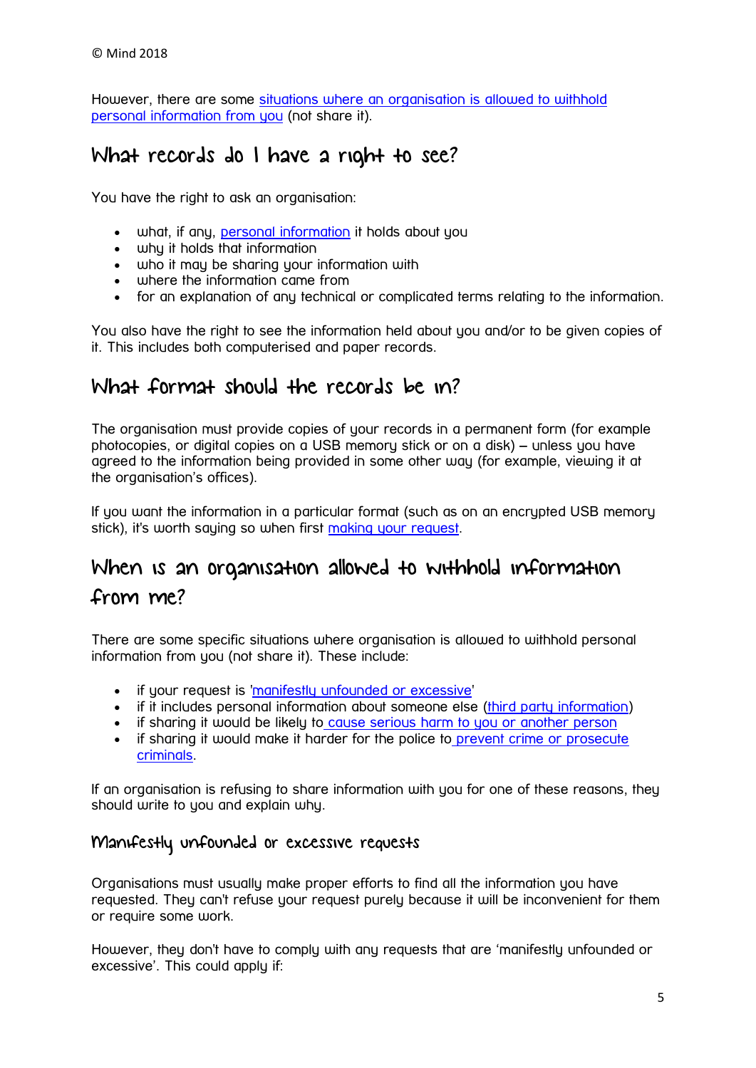However, there are some [situations where an organisation is allowed to withhold personal information from you](#) (not share it).

## What records do I have a right to see?

You have the right to ask an organisation:

- what, if any, [personal information](#) it holds about you
- why it holds that information
- who it may be sharing your information with
- where the information came from
- for an explanation of any technical or complicated terms relating to the information.

You also have the right to see the information held about you and/or to be given copies of it. This includes both computerised and paper records.

## What format should the records be in?

The organisation must provide copies of your records in a permanent form (for example photocopies, or digital copies on a USB memory stick or on a disk) – unless you have agreed to the information being provided in some other way (for example, viewing it at the organisation's offices).

If you want the information in a particular format (such as on an encrypted USB memory stick), it's worth saying so when first [making your request](#).

## When is an organisation allowed to withhold information from me?

There are some specific situations where organisation is allowed to withhold personal information from you (not share it). These include:

- if your request is '[manifestly unfounded or excessive](#)'
- if it includes personal information about someone else ([third party information](#))
- if sharing it would be likely to [cause serious harm to you or another person](#)
- if sharing it would make it harder for the police to [prevent crime or prosecute criminals](#).

If an organisation is refusing to share information with you for one of these reasons, they should write to you and explain why.

### Manifestly unfounded or excessive requests

Organisations must usually make proper efforts to find all the information you have requested. They can't refuse your request purely because it will be inconvenient for them or require some work.

However, they don't have to comply with any requests that are 'manifestly unfounded or excessive'. This could apply if: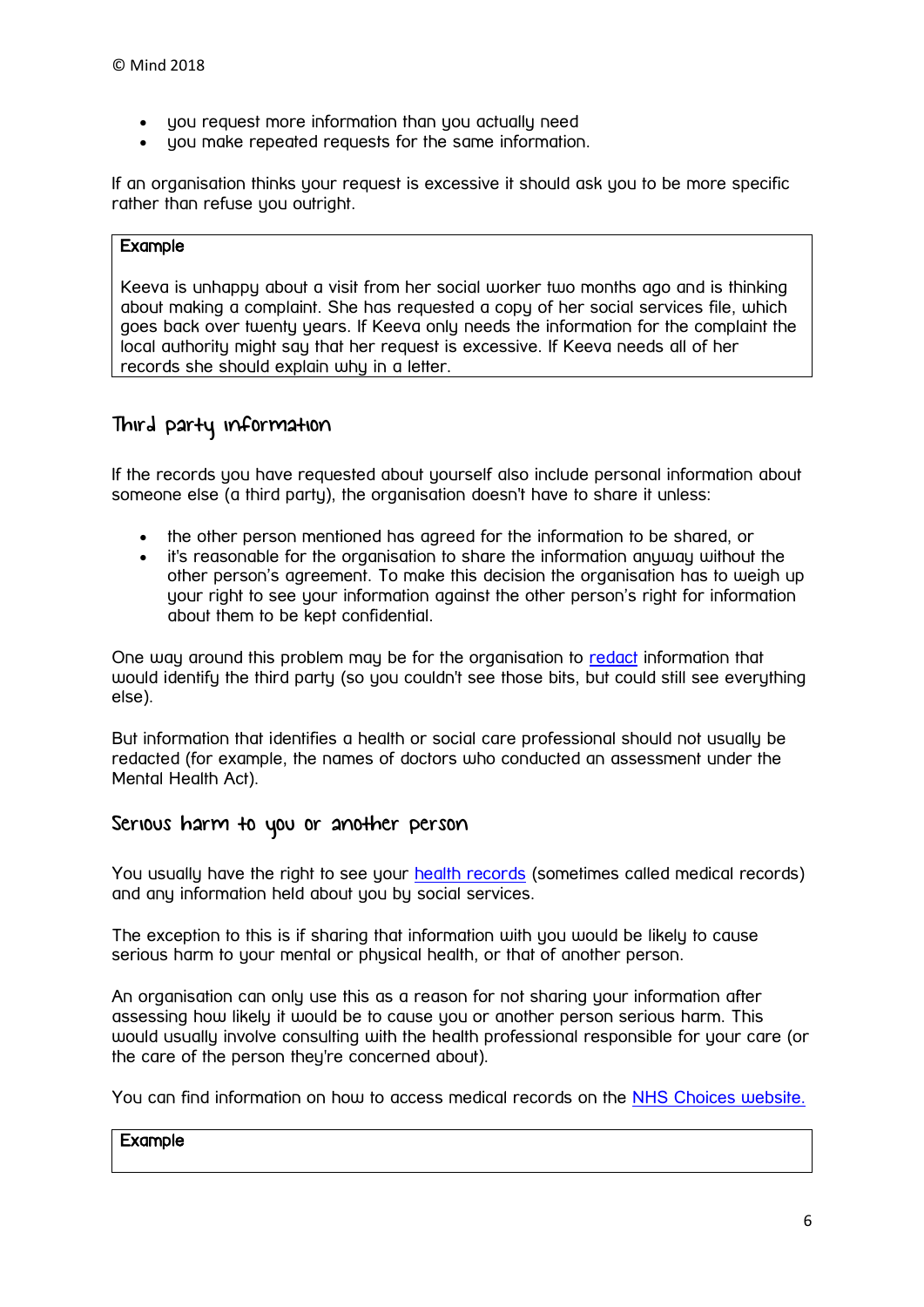- you request more information than you actually need
- you make repeated requests for the same information.

If an organisation thinks your request is excessive it should ask you to be more specific rather than refuse you outright.

> **Example**
>
> Keeva is unhappy about a visit from her social worker two months ago and is thinking about making a complaint. She has requested a copy of her social services file, which goes back over twenty years. If Keeva only needs the information for the complaint the local authority might say that her request is excessive. If Keeva needs all of her records she should explain why in a letter.

## Third party information

If the records you have requested about yourself also include personal information about someone else (a third party), the organisation doesn't have to share it unless:

- the other person mentioned has agreed for the information to be shared, or
- it's reasonable for the organisation to share the information anyway without the other person's agreement. To make this decision the organisation has to weigh up your right to see your information against the other person's right for information about them to be kept confidential.

One way around this problem may be for the organisation to redact information that would identify the third party (so you couldn't see those bits, but could still see everything else).

But information that identifies a health or social care professional should not usually be redacted (for example, the names of doctors who conducted an assessment under the Mental Health Act).

## Serious harm to you or another person

You usually have the right to see your health records (sometimes called medical records) and any information held about you by social services.

The exception to this is if sharing that information with you would be likely to cause serious harm to your mental or physical health, or that of another person.

An organisation can only use this as a reason for not sharing your information after assessing how likely it would be to cause you or another person serious harm. This would usually involve consulting with the health professional responsible for your care (or the care of the person they're concerned about).

You can find information on how to access medical records on the NHS Choices website.

> **Example**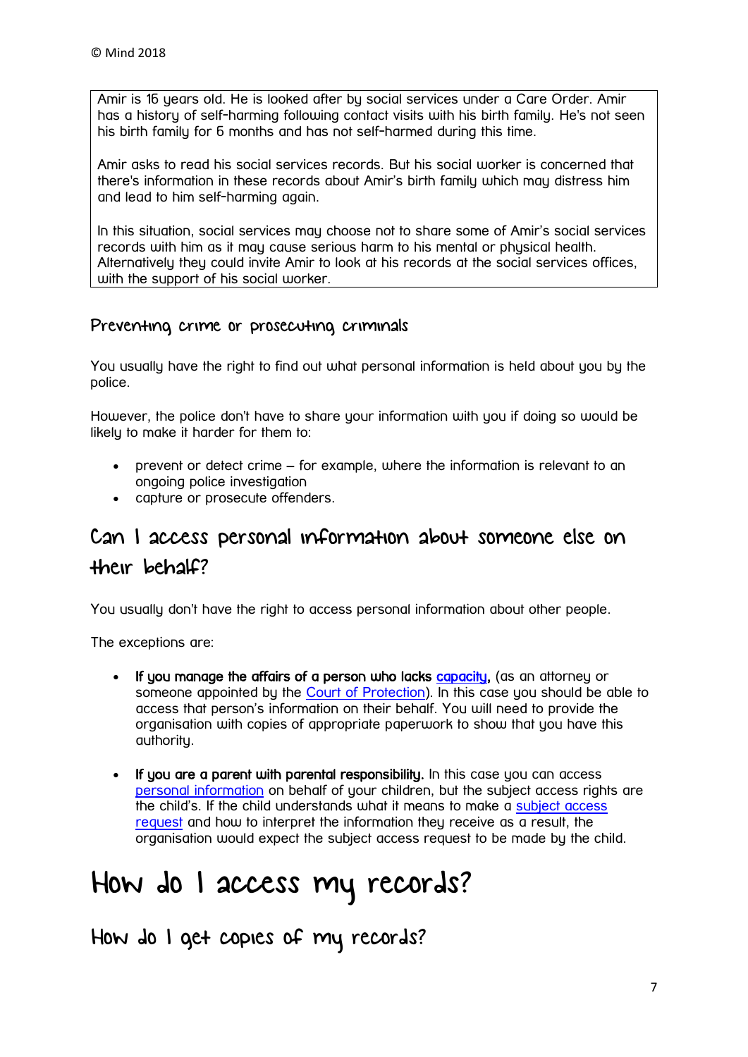© Mind 2018

> Amir is 16 years old. He is looked after by social services under a Care Order. Amir has a history of self-harming following contact visits with his birth family. He's not seen his birth family for 6 months and has not self-harmed during this time.
>
> Amir asks to read his social services records. But his social worker is concerned that there's information in these records about Amir's birth family which may distress him and lead to him self-harming again.
>
> In this situation, social services may choose not to share some of Amir's social services records with him as it may cause serious harm to his mental or physical health. Alternatively they could invite Amir to look at his records at the social services offices, with the support of his social worker.

### Preventing crime or prosecuting criminals

You usually have the right to find out what personal information is held about you by the police.

However, the police don't have to share your information with you if doing so would be likely to make it harder for them to:

- prevent or detect crime – for example, where the information is relevant to an ongoing police investigation
- capture or prosecute offenders.

## Can I access personal information about someone else on their behalf?

You usually don't have the right to access personal information about other people.

The exceptions are:

- **If you manage the affairs of a person who lacks capacity**, (as an attorney or someone appointed by the Court of Protection). In this case you should be able to access that person's information on their behalf. You will need to provide the organisation with copies of appropriate paperwork to show that you have this authority.

- **If you are a parent with parental responsibility.** In this case you can access personal information on behalf of your children, but the subject access rights are the child's. If the child understands what it means to make a subject access request and how to interpret the information they receive as a result, the organisation would expect the subject access request to be made by the child.

# How do I access my records?

## How do I get copies of my records?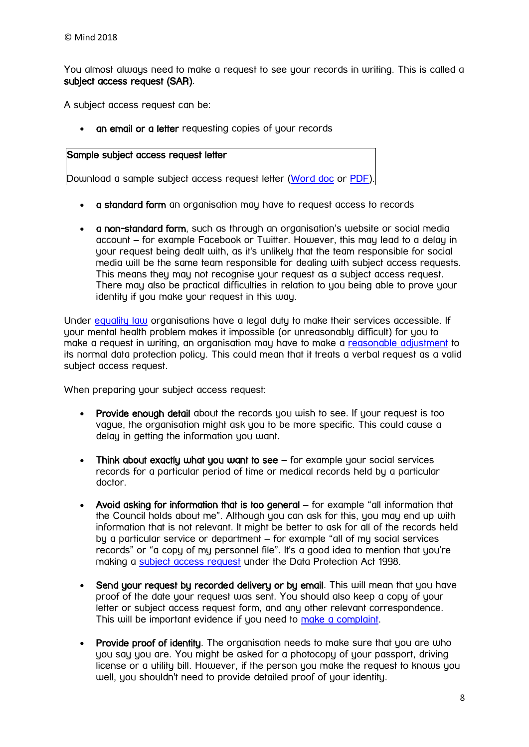You almost always need to make a request to see your records in writing. This is called a **subject access request (SAR)**.

A subject access request can be:

- **an email or a letter** requesting copies of your records

| Sample subject access request letter |
|---|
| Download a sample subject access request letter (Word doc or PDF). |

- **a standard form** an organisation may have to request access to records
- **a non-standard form**, such as through an organisation's website or social media account – for example Facebook or Twitter. However, this may lead to a delay in your request being dealt with, as it's unlikely that the team responsible for social media will be the same team responsible for dealing with subject access requests. This means they may not recognise your request as a subject access request. There may also be practical difficulties in relation to you being able to prove your identity if you make your request in this way.

Under equality law organisations have a legal duty to make their services accessible. If your mental health problem makes it impossible (or unreasonably difficult) for you to make a request in writing, an organisation may have to make a reasonable adjustment to its normal data protection policy. This could mean that it treats a verbal request as a valid subject access request.

When preparing your subject access request:

- **Provide enough detail** about the records you wish to see. If your request is too vague, the organisation might ask you to be more specific. This could cause a delay in getting the information you want.
- **Think about exactly what you want to see** – for example your social services records for a particular period of time or medical records held by a particular doctor.
- **Avoid asking for information that is too general** – for example "all information that the Council holds about me". Although you can ask for this, you may end up with information that is not relevant. It might be better to ask for all of the records held by a particular service or department – for example "all of my social services records" or "a copy of my personnel file". It's a good idea to mention that you're making a subject access request under the Data Protection Act 1998.
- **Send your request by recorded delivery or by email**. This will mean that you have proof of the date your request was sent. You should also keep a copy of your letter or subject access request form, and any other relevant correspondence. This will be important evidence if you need to make a complaint.
- **Provide proof of identity**. The organisation needs to make sure that you are who you say you are. You might be asked for a photocopy of your passport, driving license or a utility bill. However, if the person you make the request to knows you well, you shouldn't need to provide detailed proof of your identity.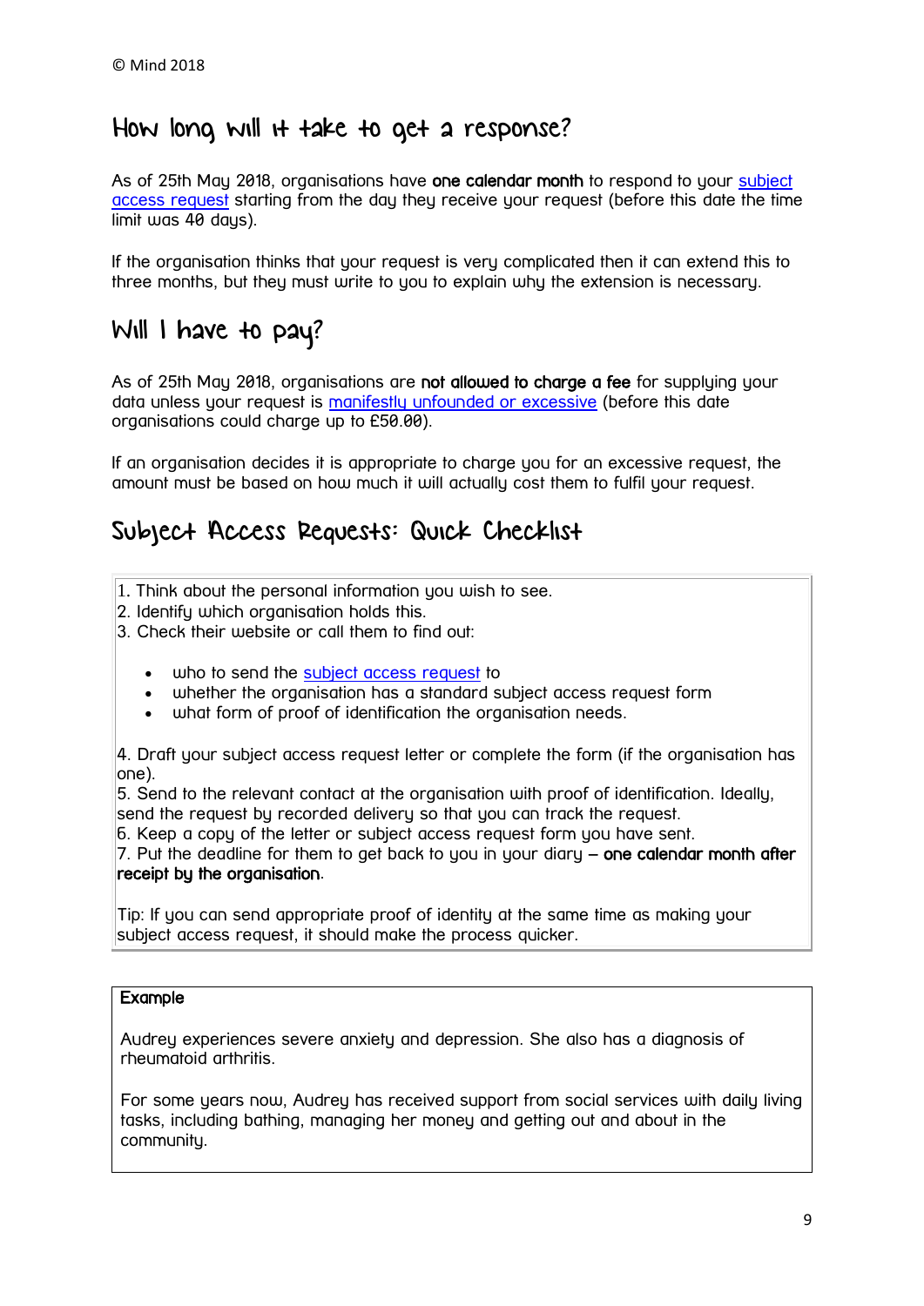## How long will it take to get a response?

As of 25th May 2018, organisations have **one calendar month** to respond to your [subject access request](#) starting from the day they receive your request (before this date the time limit was 40 days).

If the organisation thinks that your request is very complicated then it can extend this to three months, but they must write to you to explain why the extension is necessary.

## Will I have to pay?

As of 25th May 2018, organisations are **not allowed to charge a fee** for supplying your data unless your request is [manifestly unfounded or excessive](#) (before this date organisations could charge up to £50.00).

If an organisation decides it is appropriate to charge you for an excessive request, the amount must be based on how much it will actually cost them to fulfil your request.

## Subject Access Requests: Quick Checklist

1. Think about the personal information you wish to see.
2. Identify which organisation holds this.
3. Check their website or call them to find out:
    - who to send the [subject access request](#) to
    - whether the organisation has a standard subject access request form
    - what form of proof of identification the organisation needs.
4. Draft your subject access request letter or complete the form (if the organisation has one).
5. Send to the relevant contact at the organisation with proof of identification. Ideally, send the request by recorded delivery so that you can track the request.
6. Keep a copy of the letter or subject access request form you have sent.
7. Put the deadline for them to get back to you in your diary – **one calendar month after receipt by the organisation**.

Tip: If you can send appropriate proof of identity at the same time as making your subject access request, it should make the process quicker.

**Example**

Audrey experiences severe anxiety and depression. She also has a diagnosis of rheumatoid arthritis.

For some years now, Audrey has received support from social services with daily living tasks, including bathing, managing her money and getting out and about in the community.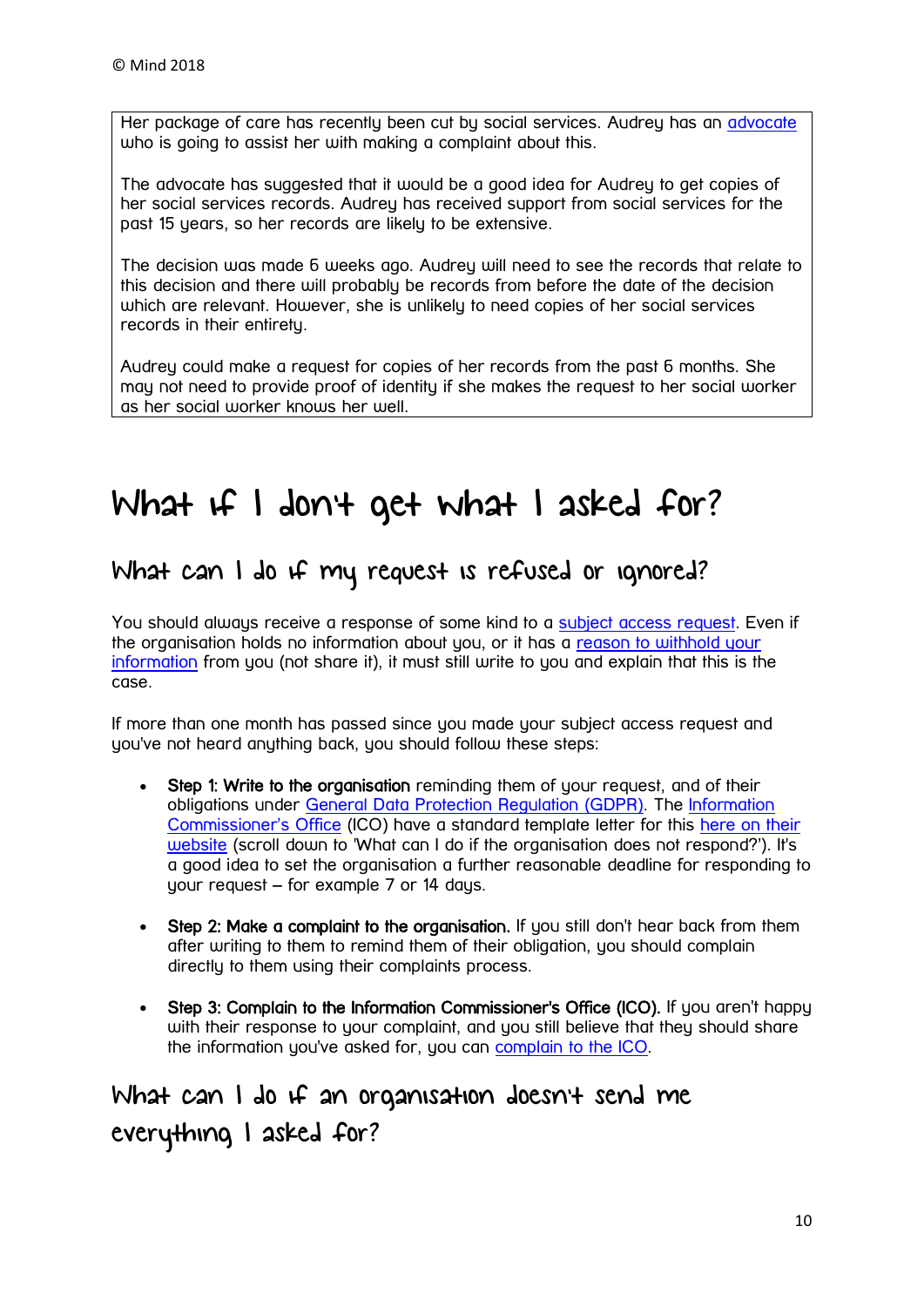Her package of care has recently been cut by social services. Audrey has an advocate who is going to assist her with making a complaint about this.

The advocate has suggested that it would be a good idea for Audrey to get copies of her social services records. Audrey has received support from social services for the past 15 years, so her records are likely to be extensive.

The decision was made 6 weeks ago. Audrey will need to see the records that relate to this decision and there will probably be records from before the date of the decision which are relevant. However, she is unlikely to need copies of her social services records in their entirety.

Audrey could make a request for copies of her records from the past 6 months. She may not need to provide proof of identity if she makes the request to her social worker as her social worker knows her well.

# What if I don't get what I asked for?

## What can I do if my request is refused or ignored?

You should always receive a response of some kind to a subject access request. Even if the organisation holds no information about you, or it has a reason to withhold your information from you (not share it), it must still write to you and explain that this is the case.

If more than one month has passed since you made your subject access request and you've not heard anything back, you should follow these steps:

- **Step 1: Write to the organisation** reminding them of your request, and of their obligations under General Data Protection Regulation (GDPR). The Information Commissioner's Office (ICO) have a standard template letter for this here on their website (scroll down to 'What can I do if the organisation does not respond?'). It's a good idea to set the organisation a further reasonable deadline for responding to your request – for example 7 or 14 days.

- **Step 2: Make a complaint to the organisation.** If you still don't hear back from them after writing to them to remind them of their obligation, you should complain directly to them using their complaints process.

- **Step 3: Complain to the Information Commissioner's Office (ICO).** If you aren't happy with their response to your complaint, and you still believe that they should share the information you've asked for, you can complain to the ICO.

## What can I do if an organisation doesn't send me everything I asked for?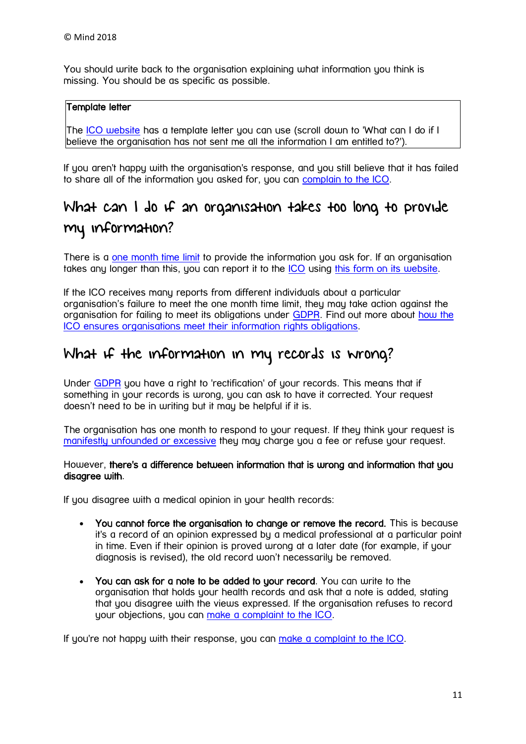You should write back to the organisation explaining what information you think is missing. You should be as specific as possible.

> **Template letter**
>
> The ICO website has a template letter you can use (scroll down to 'What can I do if I believe the organisation has not sent me all the information I am entitled to?').

If you aren't happy with the organisation's response, and you still believe that it has failed to share all of the information you asked for, you can complain to the ICO.

## What can I do if an organisation takes too long to provide my information?

There is a one month time limit to provide the information you ask for. If an organisation takes any longer than this, you can report it to the ICO using this form on its website.

If the ICO receives many reports from different individuals about a particular organisation's failure to meet the one month time limit, they may take action against the organisation for failing to meet its obligations under GDPR. Find out more about how the ICO ensures organisations meet their information rights obligations.

## What if the information in my records is wrong?

Under GDPR you have a right to 'rectification' of your records. This means that if something in your records is wrong, you can ask to have it corrected. Your request doesn't need to be in writing but it may be helpful if it is.

The organisation has one month to respond to your request. If they think your request is manifestly unfounded or excessive they may charge you a fee or refuse your request.

However, **there's a difference between information that is wrong and information that you disagree with**.

If you disagree with a medical opinion in your health records:

- **You cannot force the organisation to change or remove the record.** This is because it's a record of an opinion expressed by a medical professional at a particular point in time. Even if their opinion is proved wrong at a later date (for example, if your diagnosis is revised), the old record won't necessarily be removed.
- **You can ask for a note to be added to your record**. You can write to the organisation that holds your health records and ask that a note is added, stating that you disagree with the views expressed. If the organisation refuses to record your objections, you can make a complaint to the ICO.

If you're not happy with their response, you can make a complaint to the ICO.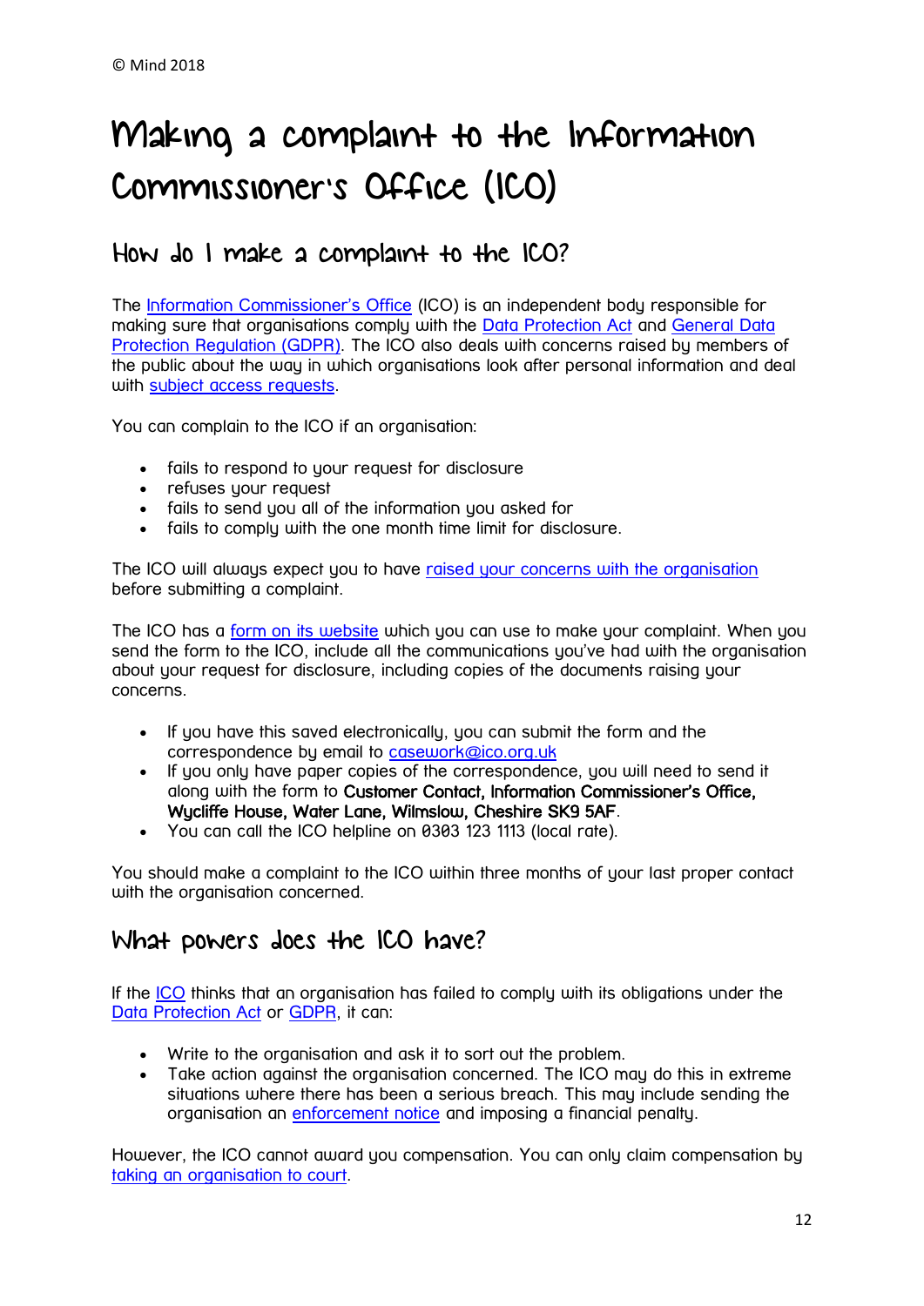# Making a complaint to the Information Commissioner's Office (ICO)

## How do I make a complaint to the ICO?

The Information Commissioner's Office (ICO) is an independent body responsible for making sure that organisations comply with the Data Protection Act and General Data Protection Regulation (GDPR). The ICO also deals with concerns raised by members of the public about the way in which organisations look after personal information and deal with subject access requests.

You can complain to the ICO if an organisation:

- fails to respond to your request for disclosure
- refuses your request
- fails to send you all of the information you asked for
- fails to comply with the one month time limit for disclosure.

The ICO will always expect you to have raised your concerns with the organisation before submitting a complaint.

The ICO has a form on its website which you can use to make your complaint. When you send the form to the ICO, include all the communications you've had with the organisation about your request for disclosure, including copies of the documents raising your concerns.

- If you have this saved electronically, you can submit the form and the correspondence by email to casework@ico.org.uk
- If you only have paper copies of the correspondence, you will need to send it along with the form to **Customer Contact, Information Commissioner's Office, Wycliffe House, Water Lane, Wilmslow, Cheshire SK9 5AF**.
- You can call the ICO helpline on 0303 123 1113 (local rate).

You should make a complaint to the ICO within three months of your last proper contact with the organisation concerned.

## What powers does the ICO have?

If the ICO thinks that an organisation has failed to comply with its obligations under the Data Protection Act or GDPR, it can:

- Write to the organisation and ask it to sort out the problem.
- Take action against the organisation concerned. The ICO may do this in extreme situations where there has been a serious breach. This may include sending the organisation an enforcement notice and imposing a financial penalty.

However, the ICO cannot award you compensation. You can only claim compensation by taking an organisation to court.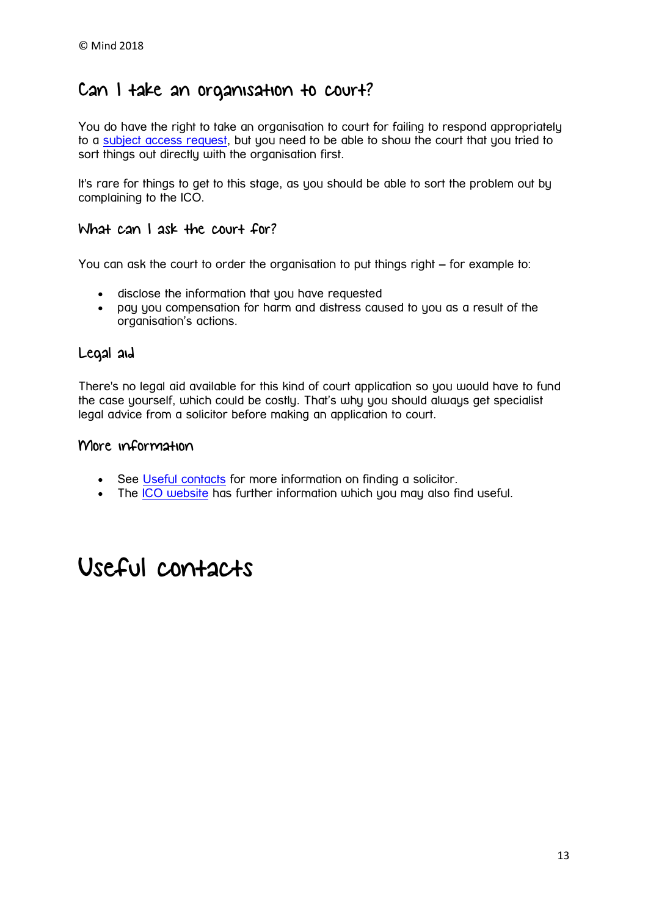## Can I take an organisation to court?

You do have the right to take an organisation to court for failing to respond appropriately to a subject access request, but you need to be able to show the court that you tried to sort things out directly with the organisation first.

It's rare for things to get to this stage, as you should be able to sort the problem out by complaining to the ICO.

### What can I ask the court for?

You can ask the court to order the organisation to put things right – for example to:

- disclose the information that you have requested
- pay you compensation for harm and distress caused to you as a result of the organisation's actions.

### Legal aid

There's no legal aid available for this kind of court application so you would have to fund the case yourself, which could be costly. That's why you should always get specialist legal advice from a solicitor before making an application to court.

### More information

- See Useful contacts for more information on finding a solicitor.
- The ICO website has further information which you may also find useful.

# Useful contacts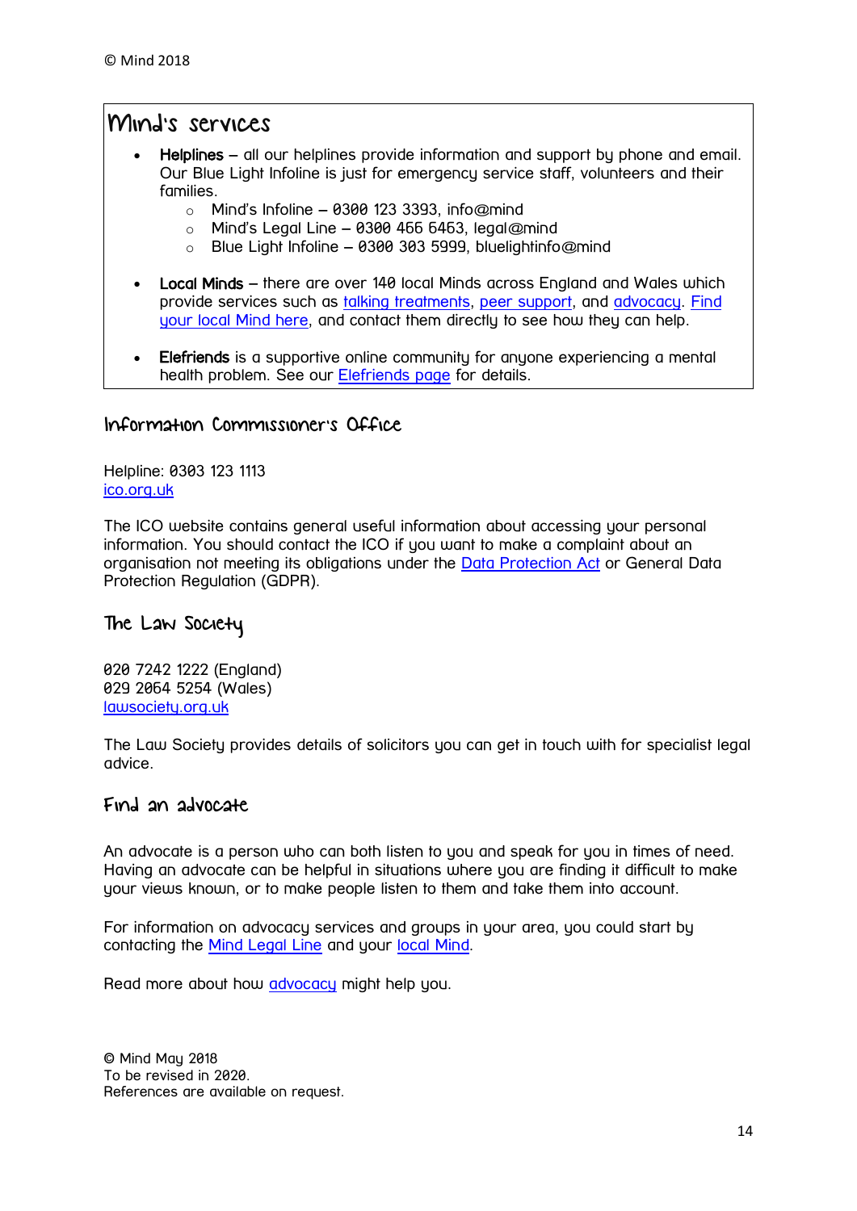## Mind's services

- **Helplines** – all our helplines provide information and support by phone and email. Our Blue Light Infoline is just for emergency service staff, volunteers and their families.
  - Mind's Infoline – 0300 123 3393, info@mind
  - Mind's Legal Line – 0300 466 6463, legal@mind
  - Blue Light Infoline – 0300 303 5999, bluelightinfo@mind

- **Local Minds** – there are over 140 local Minds across England and Wales which provide services such as talking treatments, peer support, and advocacy. Find your local Mind here, and contact them directly to see how they can help.

- **Elefriends** is a supportive online community for anyone experiencing a mental health problem. See our Elefriends page for details.

## Information Commissioner's Office

Helpline: 0303 123 1113
ico.org.uk

The ICO website contains general useful information about accessing your personal information. You should contact the ICO if you want to make a complaint about an organisation not meeting its obligations under the Data Protection Act or General Data Protection Regulation (GDPR).

## The Law Society

020 7242 1222 (England)
029 2064 5254 (Wales)
lawsociety.org.uk

The Law Society provides details of solicitors you can get in touch with for specialist legal advice.

## Find an advocate

An advocate is a person who can both listen to you and speak for you in times of need. Having an advocate can be helpful in situations where you are finding it difficult to make your views known, or to make people listen to them and take them into account.

For information on advocacy services and groups in your area, you could start by contacting the Mind Legal Line and your local Mind.

Read more about how advocacy might help you.

© Mind May 2018
To be revised in 2020.
References are available on request.